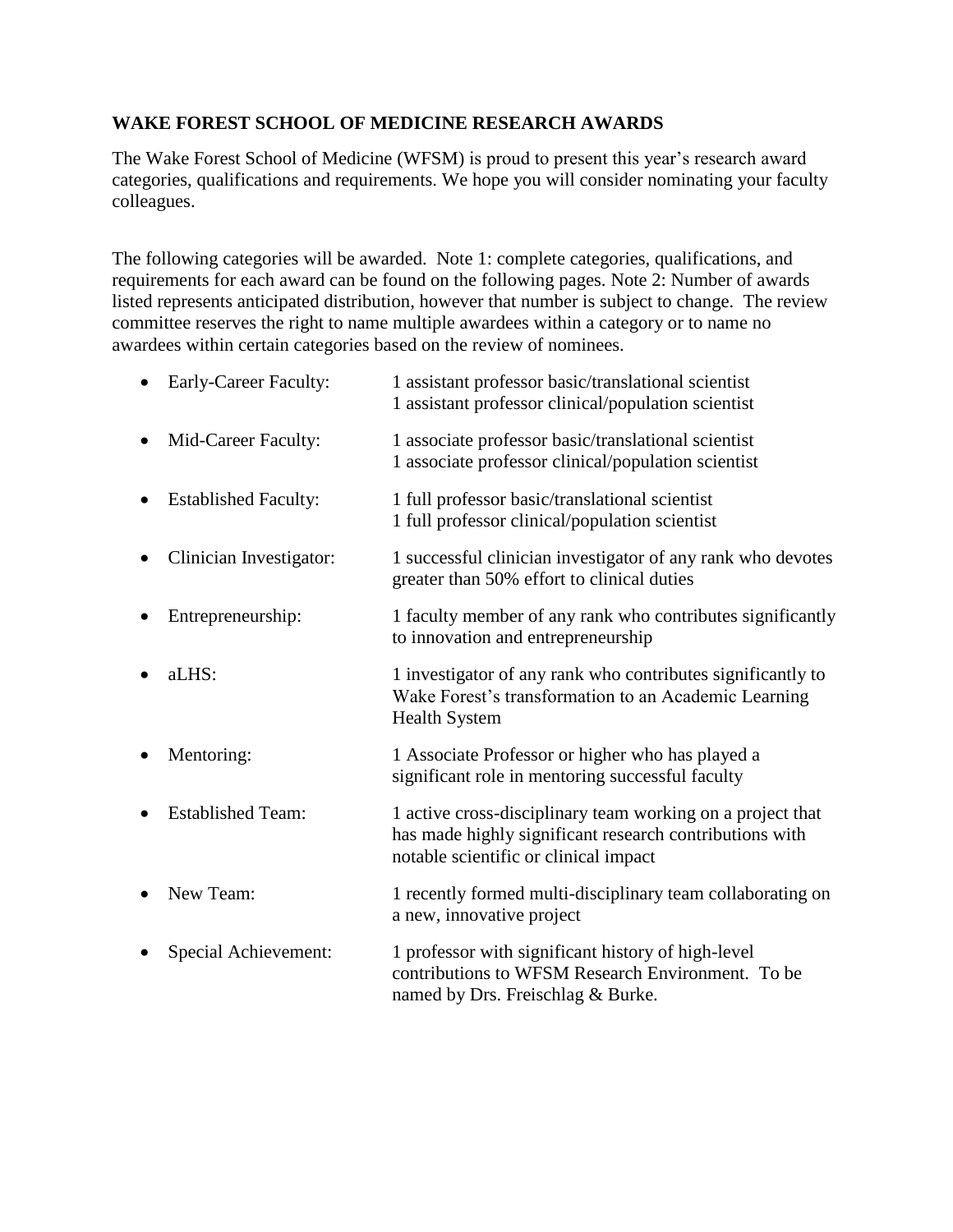## WAKE FOREST SCHOOL OF MEDICINE RESEARCH AWARDS

The Wake Forest School of Medicine (WFSM) is proud to present this year's research award categories, qualifications and requirements. We hope you will consider nominating your faculty colleagues.

The following categories will be awarded. Note 1: complete categories, qualifications, and requirements for each award can be found on the following pages. Note 2: Number of awards listed represents anticipated distribution, however that number is subject to change. The review committee reserves the right to name multiple awardees within a category or to name no awardees within certain categories based on the review of nominees.

- Early-Career Faculty: 1 assistant professor basic/translational scientist; 1 assistant professor clinical/population scientist
- Mid-Career Faculty: 1 associate professor basic/translational scientist; 1 associate professor clinical/population scientist
- Established Faculty: 1 full professor basic/translational scientist; 1 full professor clinical/population scientist
- Clinician Investigator: 1 successful clinician investigator of any rank who devotes greater than 50% effort to clinical duties
- Entrepreneurship: 1 faculty member of any rank who contributes significantly to innovation and entrepreneurship
- aLHS: 1 investigator of any rank who contributes significantly to Wake Forest's transformation to an Academic Learning Health System
- Mentoring: 1 Associate Professor or higher who has played a significant role in mentoring successful faculty
- Established Team: 1 active cross-disciplinary team working on a project that has made highly significant research contributions with notable scientific or clinical impact
- New Team: 1 recently formed multi-disciplinary team collaborating on a new, innovative project
- Special Achievement: 1 professor with significant history of high-level contributions to WFSM Research Environment. To be named by Drs. Freischlag & Burke.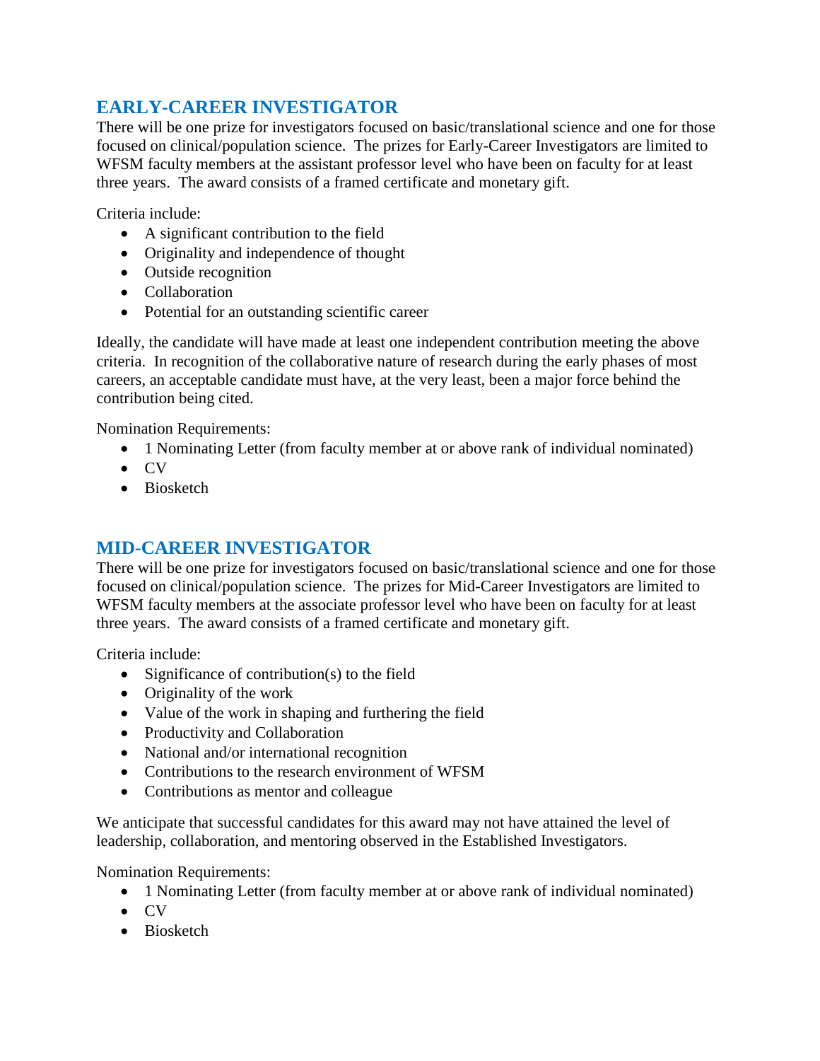## EARLY-CAREER INVESTIGATOR

There will be one prize for investigators focused on basic/translational science and one for those focused on clinical/population science. The prizes for Early-Career Investigators are limited to WFSM faculty members at the assistant professor level who have been on faculty for at least three years. The award consists of a framed certificate and monetary gift.

Criteria include:

- A significant contribution to the field
- Originality and independence of thought
- Outside recognition
- Collaboration
- Potential for an outstanding scientific career

Ideally, the candidate will have made at least one independent contribution meeting the above criteria. In recognition of the collaborative nature of research during the early phases of most careers, an acceptable candidate must have, at the very least, been a major force behind the contribution being cited.

Nomination Requirements:

- 1 Nominating Letter (from faculty member at or above rank of individual nominated)
- CV
- Biosketch

## MID-CAREER INVESTIGATOR

There will be one prize for investigators focused on basic/translational science and one for those focused on clinical/population science. The prizes for Mid-Career Investigators are limited to WFSM faculty members at the associate professor level who have been on faculty for at least three years. The award consists of a framed certificate and monetary gift.

Criteria include:

- Significance of contribution(s) to the field
- Originality of the work
- Value of the work in shaping and furthering the field
- Productivity and Collaboration
- National and/or international recognition
- Contributions to the research environment of WFSM
- Contributions as mentor and colleague

We anticipate that successful candidates for this award may not have attained the level of leadership, collaboration, and mentoring observed in the Established Investigators.

Nomination Requirements:

- 1 Nominating Letter (from faculty member at or above rank of individual nominated)
- CV
- Biosketch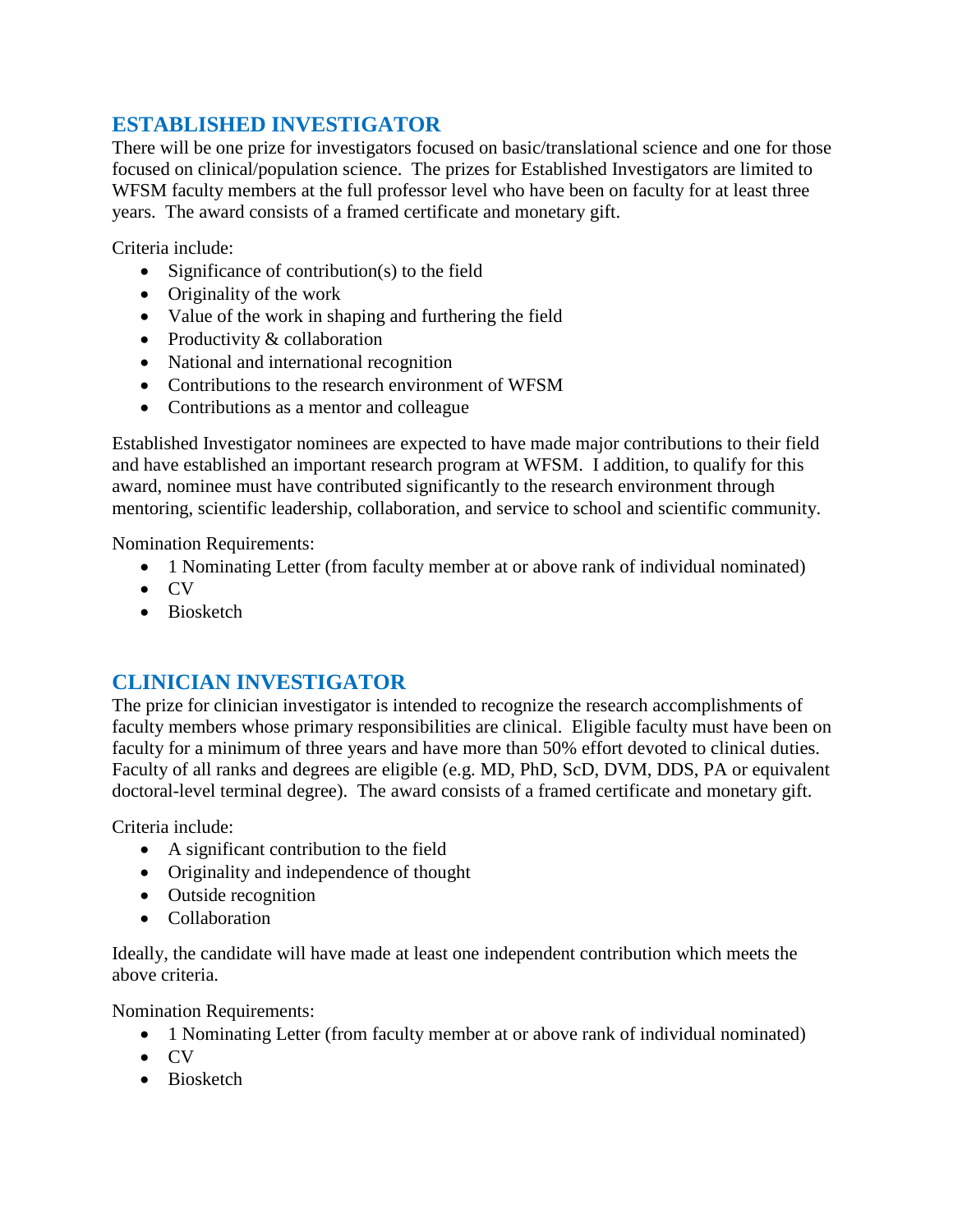## ESTABLISHED INVESTIGATOR

There will be one prize for investigators focused on basic/translational science and one for those focused on clinical/population science. The prizes for Established Investigators are limited to WFSM faculty members at the full professor level who have been on faculty for at least three years. The award consists of a framed certificate and monetary gift.

Criteria include:

- Significance of contribution(s) to the field
- Originality of the work
- Value of the work in shaping and furthering the field
- Productivity & collaboration
- National and international recognition
- Contributions to the research environment of WFSM
- Contributions as a mentor and colleague

Established Investigator nominees are expected to have made major contributions to their field and have established an important research program at WFSM. I addition, to qualify for this award, nominee must have contributed significantly to the research environment through mentoring, scientific leadership, collaboration, and service to school and scientific community.

Nomination Requirements:

- 1 Nominating Letter (from faculty member at or above rank of individual nominated)
- CV
- Biosketch

## CLINICIAN INVESTIGATOR

The prize for clinician investigator is intended to recognize the research accomplishments of faculty members whose primary responsibilities are clinical. Eligible faculty must have been on faculty for a minimum of three years and have more than 50% effort devoted to clinical duties. Faculty of all ranks and degrees are eligible (e.g. MD, PhD, ScD, DVM, DDS, PA or equivalent doctoral-level terminal degree). The award consists of a framed certificate and monetary gift.

Criteria include:

- A significant contribution to the field
- Originality and independence of thought
- Outside recognition
- Collaboration

Ideally, the candidate will have made at least one independent contribution which meets the above criteria.

Nomination Requirements:

- 1 Nominating Letter (from faculty member at or above rank of individual nominated)
- CV
- Biosketch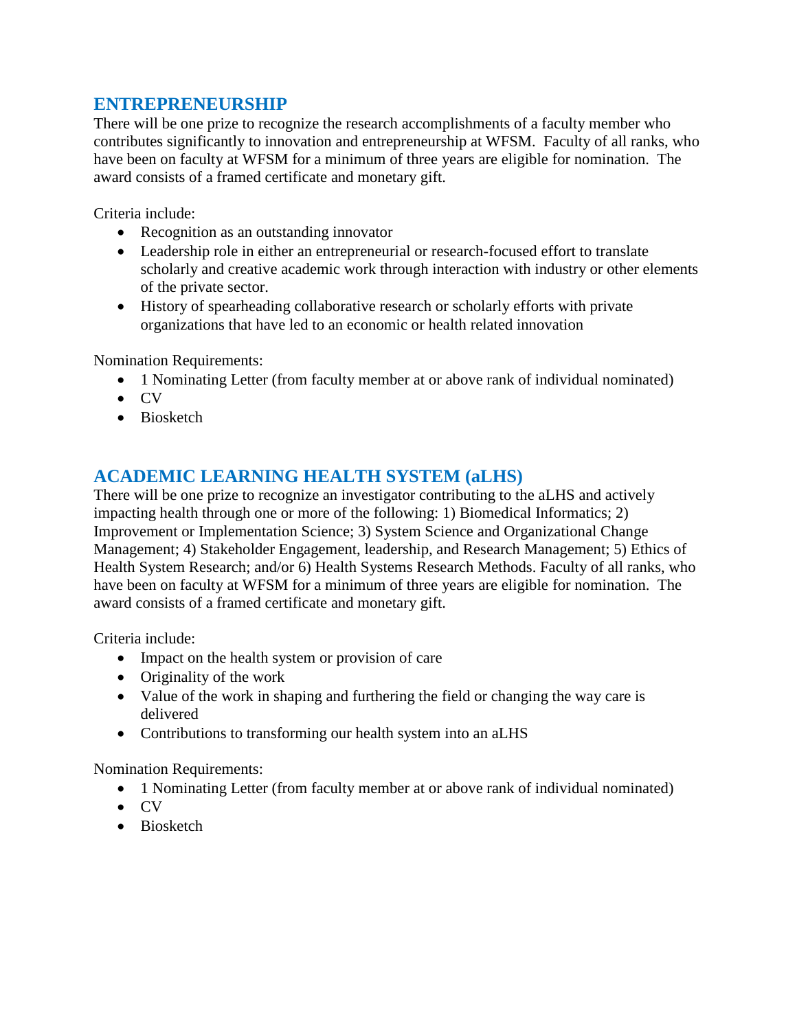## ENTREPRENEURSHIP

There will be one prize to recognize the research accomplishments of a faculty member who contributes significantly to innovation and entrepreneurship at WFSM. Faculty of all ranks, who have been on faculty at WFSM for a minimum of three years are eligible for nomination. The award consists of a framed certificate and monetary gift.

Criteria include:

- Recognition as an outstanding innovator
- Leadership role in either an entrepreneurial or research-focused effort to translate scholarly and creative academic work through interaction with industry or other elements of the private sector.
- History of spearheading collaborative research or scholarly efforts with private organizations that have led to an economic or health related innovation

Nomination Requirements:

- 1 Nominating Letter (from faculty member at or above rank of individual nominated)
- CV
- Biosketch

## ACADEMIC LEARNING HEALTH SYSTEM (aLHS)

There will be one prize to recognize an investigator contributing to the aLHS and actively impacting health through one or more of the following: 1) Biomedical Informatics; 2) Improvement or Implementation Science; 3) System Science and Organizational Change Management; 4) Stakeholder Engagement, leadership, and Research Management; 5) Ethics of Health System Research; and/or 6) Health Systems Research Methods. Faculty of all ranks, who have been on faculty at WFSM for a minimum of three years are eligible for nomination. The award consists of a framed certificate and monetary gift.

Criteria include:

- Impact on the health system or provision of care
- Originality of the work
- Value of the work in shaping and furthering the field or changing the way care is delivered
- Contributions to transforming our health system into an aLHS

Nomination Requirements:

- 1 Nominating Letter (from faculty member at or above rank of individual nominated)
- CV
- Biosketch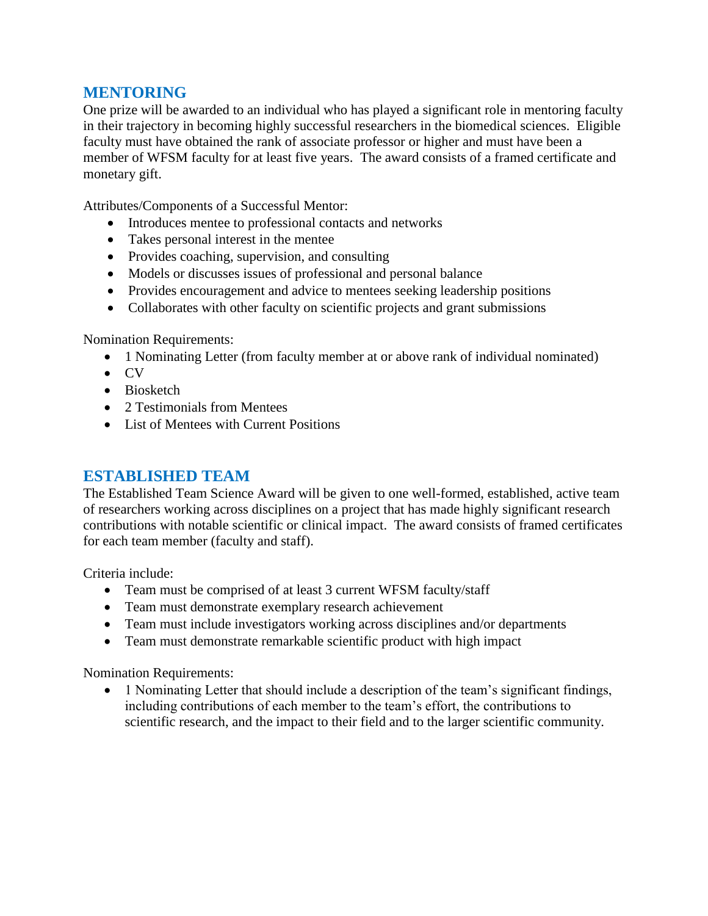## MENTORING

One prize will be awarded to an individual who has played a significant role in mentoring faculty in their trajectory in becoming highly successful researchers in the biomedical sciences. Eligible faculty must have obtained the rank of associate professor or higher and must have been a member of WFSM faculty for at least five years. The award consists of a framed certificate and monetary gift.

Attributes/Components of a Successful Mentor:

- Introduces mentee to professional contacts and networks
- Takes personal interest in the mentee
- Provides coaching, supervision, and consulting
- Models or discusses issues of professional and personal balance
- Provides encouragement and advice to mentees seeking leadership positions
- Collaborates with other faculty on scientific projects and grant submissions

Nomination Requirements:

- 1 Nominating Letter (from faculty member at or above rank of individual nominated)
- CV
- Biosketch
- 2 Testimonials from Mentees
- List of Mentees with Current Positions

## ESTABLISHED TEAM

The Established Team Science Award will be given to one well-formed, established, active team of researchers working across disciplines on a project that has made highly significant research contributions with notable scientific or clinical impact. The award consists of framed certificates for each team member (faculty and staff).

Criteria include:

- Team must be comprised of at least 3 current WFSM faculty/staff
- Team must demonstrate exemplary research achievement
- Team must include investigators working across disciplines and/or departments
- Team must demonstrate remarkable scientific product with high impact

Nomination Requirements:

- 1 Nominating Letter that should include a description of the team's significant findings, including contributions of each member to the team's effort, the contributions to scientific research, and the impact to their field and to the larger scientific community.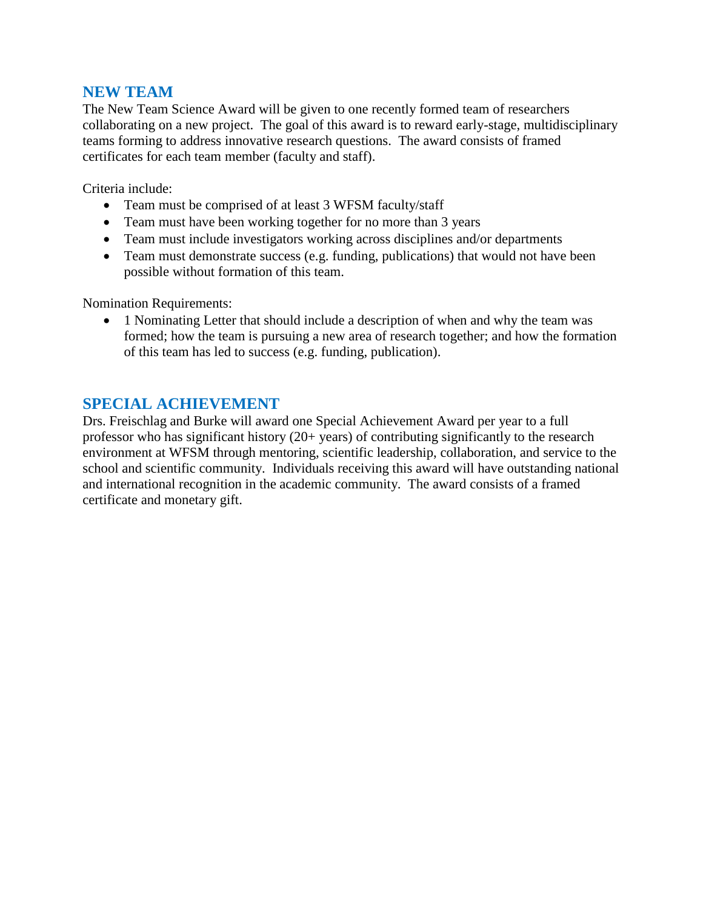## NEW TEAM

The New Team Science Award will be given to one recently formed team of researchers collaborating on a new project. The goal of this award is to reward early-stage, multidisciplinary teams forming to address innovative research questions. The award consists of framed certificates for each team member (faculty and staff).

Criteria include:

- Team must be comprised of at least 3 WFSM faculty/staff
- Team must have been working together for no more than 3 years
- Team must include investigators working across disciplines and/or departments
- Team must demonstrate success (e.g. funding, publications) that would not have been possible without formation of this team.

Nomination Requirements:

- 1 Nominating Letter that should include a description of when and why the team was formed; how the team is pursuing a new area of research together; and how the formation of this team has led to success (e.g. funding, publication).

## SPECIAL ACHIEVEMENT

Drs. Freischlag and Burke will award one Special Achievement Award per year to a full professor who has significant history (20+ years) of contributing significantly to the research environment at WFSM through mentoring, scientific leadership, collaboration, and service to the school and scientific community. Individuals receiving this award will have outstanding national and international recognition in the academic community. The award consists of a framed certificate and monetary gift.